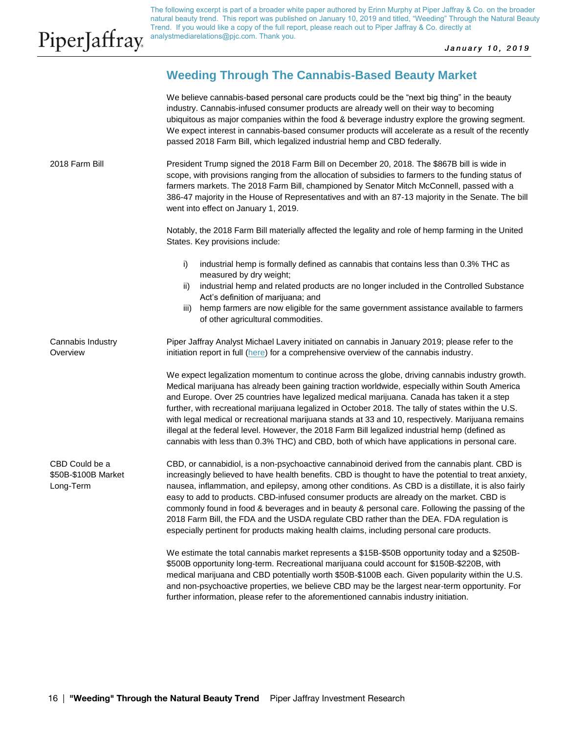The following excerpt is part of a broader white paper authored by Erinn Murphy at Piper Jaffray & Co. on the broader natural beauty trend. This report was published on January 10, 2019 and titled, "Weeding" Through the Natural Beauty Trend. If you would like a copy of the full report, please reach out to Piper Jaffray & Co. directly at analystmediarelations@pjc.com. Thank you.

January 10, 2019

## Weeding Through The Cannabis-Based Beauty Market

We believe cannabis-based personal care products could be the "next big thing" in the beauty industry. Cannabis-infused consumer products are already well on their way to becoming ubiquitous as major companies within the food & beverage industry explore the growing segment. We expect interest in cannabis-based consumer products will accelerate as a result of the recently passed 2018 Farm Bill, which legalized industrial hemp and CBD federally.

### 2018 Farm Bill

President Trump signed the 2018 Farm Bill on December 20, 2018. The $867B bill is wide in scope, with provisions ranging from the allocation of subsidies to farmers to the funding status of farmers markets. The 2018 Farm Bill, championed by Senator Mitch McConnell, passed with a 386-47 majority in the House of Representatives and with an 87-13 majority in the Senate. The bill went into effect on January 1, 2019.

Notably, the 2018 Farm Bill materially affected the legality and role of hemp farming in the United States. Key provisions include:

i) industrial hemp is formally defined as cannabis that contains less than 0.3% THC as measured by dry weight;
ii) industrial hemp and related products are no longer included in the Controlled Substance Act's definition of marijuana; and
iii) hemp farmers are now eligible for the same government assistance available to farmers of other agricultural commodities.

### Cannabis Industry Overview

Piper Jaffray Analyst Michael Lavery initiated on cannabis in January 2019; please refer to the initiation report in full (here) for a comprehensive overview of the cannabis industry.

We expect legalization momentum to continue across the globe, driving cannabis industry growth. Medical marijuana has already been gaining traction worldwide, especially within South America and Europe. Over 25 countries have legalized medical marijuana. Canada has taken it a step further, with recreational marijuana legalized in October 2018. The tally of states within the U.S. with legal medical or recreational marijuana stands at 33 and 10, respectively. Marijuana remains illegal at the federal level. However, the 2018 Farm Bill legalized industrial hemp (defined as cannabis with less than 0.3% THC) and CBD, both of which have applications in personal care.

### CBD Could be a $50B-$100B Market Long-Term

CBD, or cannabidiol, is a non-psychoactive cannabinoid derived from the cannabis plant. CBD is increasingly believed to have health benefits. CBD is thought to have the potential to treat anxiety, nausea, inflammation, and epilepsy, among other conditions. As CBD is a distillate, it is also fairly easy to add to products. CBD-infused consumer products are already on the market. CBD is commonly found in food & beverages and in beauty & personal care. Following the passing of the 2018 Farm Bill, the FDA and the USDA regulate CBD rather than the DEA. FDA regulation is especially pertinent for products making health claims, including personal care products.

We estimate the total cannabis market represents a $15B-$50B opportunity today and a $250B-$500B opportunity long-term. Recreational marijuana could account for $150B-$220B, with medical marijuana and CBD potentially worth $50B-$100B each. Given popularity within the U.S. and non-psychoactive properties, we believe CBD may be the largest near-term opportunity. For further information, please refer to the aforementioned cannabis industry initiation.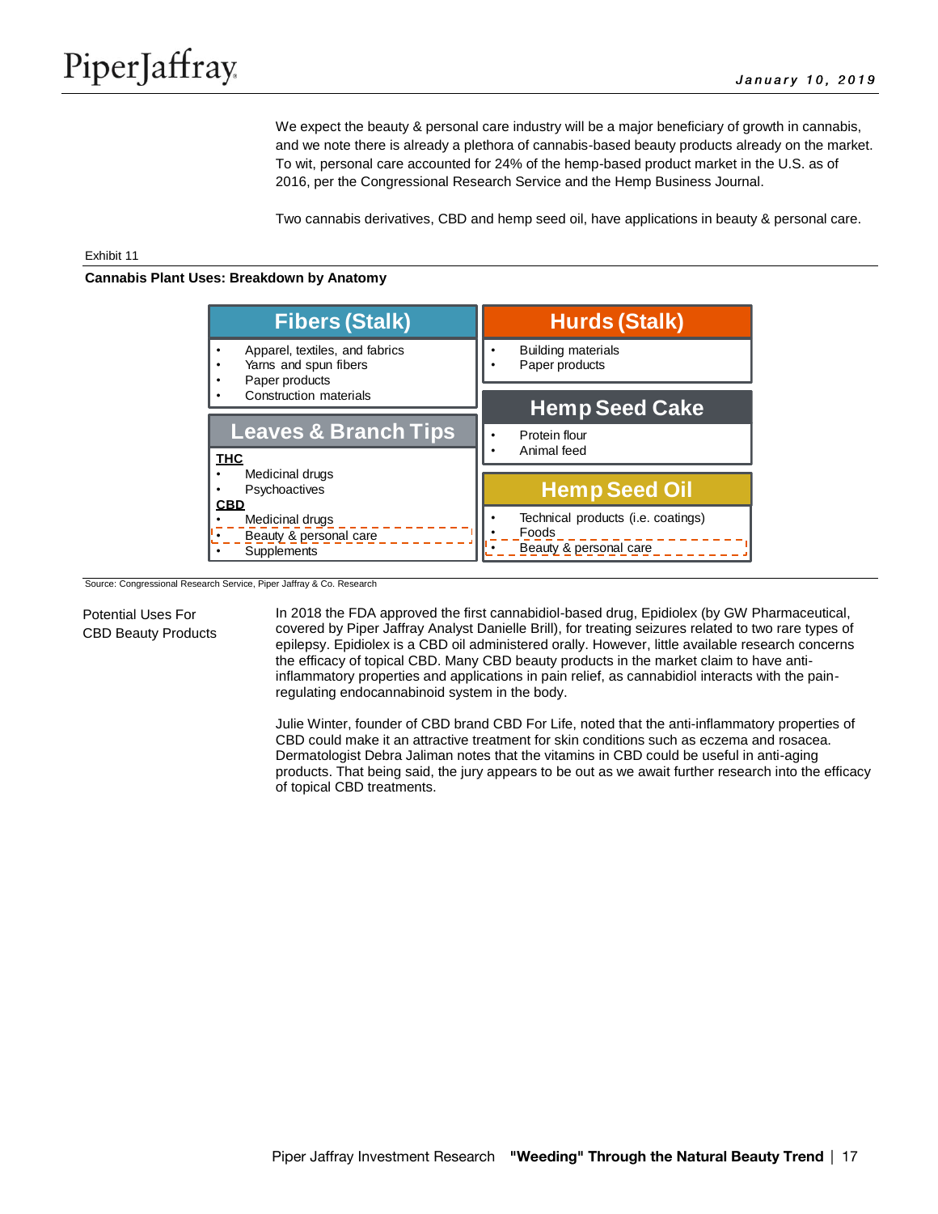We expect the beauty & personal care industry will be a major beneficiary of growth in cannabis, and we note there is already a plethora of cannabis-based beauty products already on the market. To wit, personal care accounted for 24% of the hemp-based product market in the U.S. as of 2016, per the Congressional Research Service and the Hemp Business Journal.

Two cannabis derivatives, CBD and hemp seed oil, have applications in beauty & personal care.

Exhibit 11

**Cannabis Plant Uses: Breakdown by Anatomy**

**Fibers (Stalk)**
- Apparel, textiles, and fabrics
- Yarns and spun fibers
- Paper products
- Construction materials

**Leaves & Branch Tips**

**THC**
- Medicinal drugs
- Psychoactives

**CBD**
- Medicinal drugs
- Beauty & personal care
- Supplements

**Hurds (Stalk)**
- Building materials
- Paper products

**Hemp Seed Cake**
- Protein flour
- Animal feed

**Hemp Seed Oil**
- Technical products (i.e. coatings)
- Foods
- Beauty & personal care

Source: Congressional Research Service, Piper Jaffray & Co. Research

### Potential Uses For CBD Beauty Products

In 2018 the FDA approved the first cannabidiol-based drug, Epidiolex (by GW Pharmaceutical, covered by Piper Jaffray Analyst Danielle Brill), for treating seizures related to two rare types of epilepsy. Epidiolex is a CBD oil administered orally. However, little available research concerns the efficacy of topical CBD. Many CBD beauty products in the market claim to have anti-inflammatory properties and applications in pain relief, as cannabidiol interacts with the pain-regulating endocannabinoid system in the body.

Julie Winter, founder of CBD brand CBD For Life, noted that the anti-inflammatory properties of CBD could make it an attractive treatment for skin conditions such as eczema and rosacea. Dermatologist Debra Jaliman notes that the vitamins in CBD could be useful in anti-aging products. That being said, the jury appears to be out as we await further research into the efficacy of topical CBD treatments.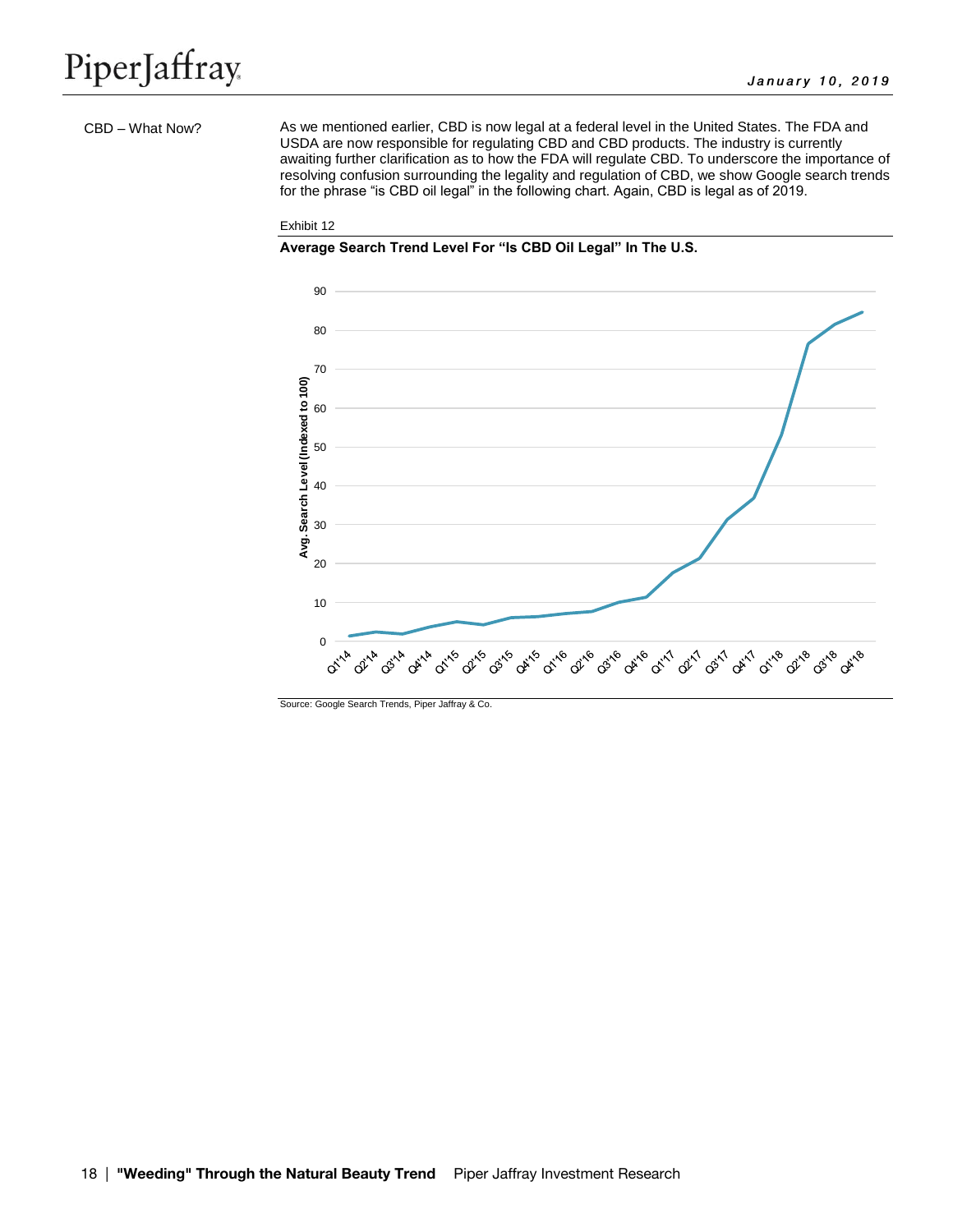## CBD – What Now?

As we mentioned earlier, CBD is now legal at a federal level in the United States. The FDA and USDA are now responsible for regulating CBD and CBD products. The industry is currently awaiting further clarification as to how the FDA will regulate CBD. To underscore the importance of resolving confusion surrounding the legality and regulation of CBD, we show Google search trends for the phrase "is CBD oil legal" in the following chart. Again, CBD is legal as of 2019.

Exhibit 12

**Average Search Trend Level For "Is CBD Oil Legal" In The U.S.**

Source: Google Search Trends, Piper Jaffray & Co.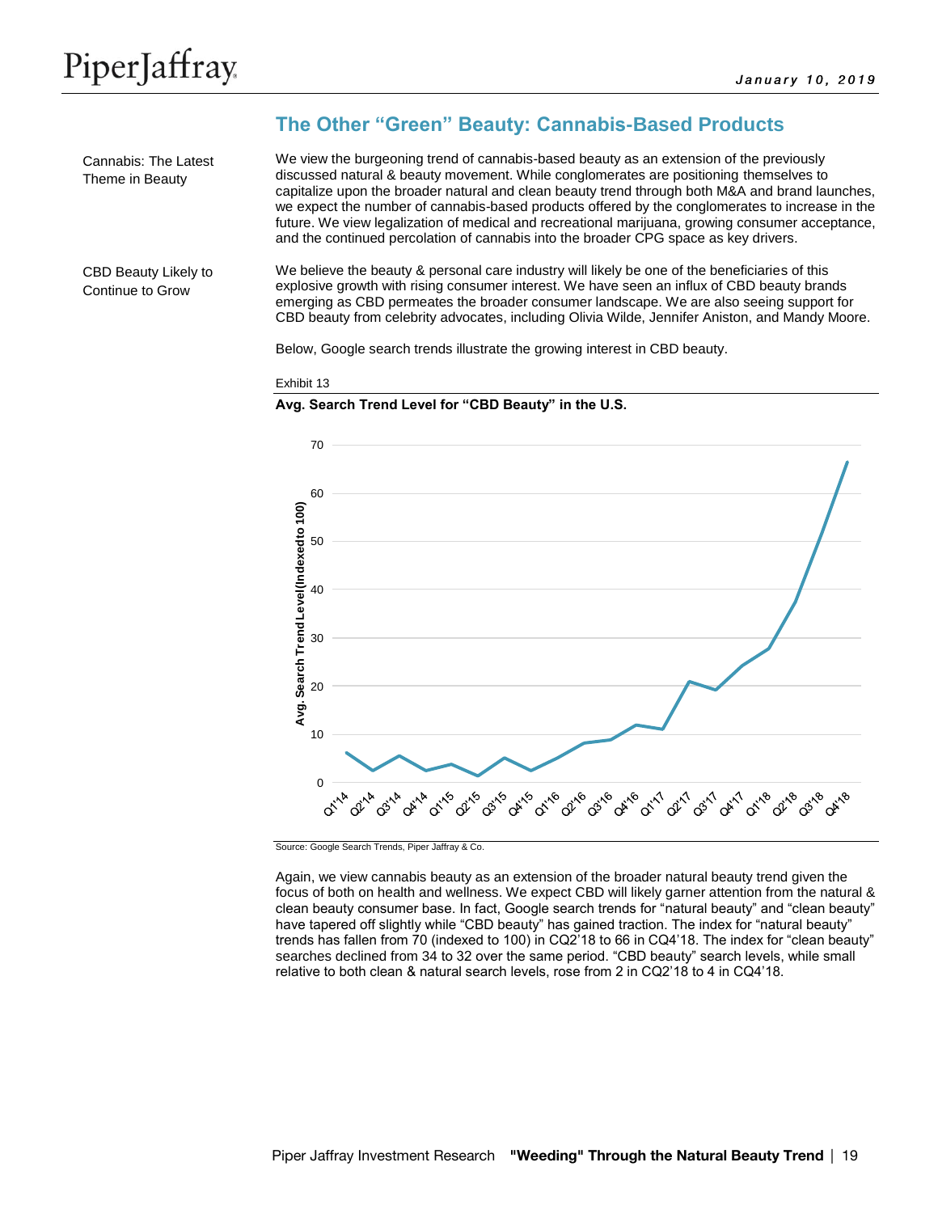## The Other "Green" Beauty: Cannabis-Based Products

**Cannabis: The Latest Theme in Beauty**

We view the burgeoning trend of cannabis-based beauty as an extension of the previously discussed natural & beauty movement. While conglomerates are positioning themselves to capitalize upon the broader natural and clean beauty trend through both M&A and brand launches, we expect the number of cannabis-based products offered by the conglomerates to increase in the future. We view legalization of medical and recreational marijuana, growing consumer acceptance, and the continued percolation of cannabis into the broader CPG space as key drivers.

**CBD Beauty Likely to Continue to Grow**

We believe the beauty & personal care industry will likely be one of the beneficiaries of this explosive growth with rising consumer interest. We have seen an influx of CBD beauty brands emerging as CBD permeates the broader consumer landscape. We are also seeing support for CBD beauty from celebrity advocates, including Olivia Wilde, Jennifer Aniston, and Mandy Moore.

Below, Google search trends illustrate the growing interest in CBD beauty.

Exhibit 13

**Avg. Search Trend Level for "CBD Beauty" in the U.S.**

Source: Google Search Trends, Piper Jaffray & Co.

Again, we view cannabis beauty as an extension of the broader natural beauty trend given the focus of both on health and wellness. We expect CBD will likely garner attention from the natural & clean beauty consumer base. In fact, Google search trends for "natural beauty" and "clean beauty" have tapered off slightly while "CBD beauty" has gained traction. The index for "natural beauty" trends has fallen from 70 (indexed to 100) in CQ2'18 to 66 in CQ4'18. The index for "clean beauty" searches declined from 34 to 32 over the same period. "CBD beauty" search levels, while small relative to both clean & natural search levels, rose from 2 in CQ2'18 to 4 in CQ4'18.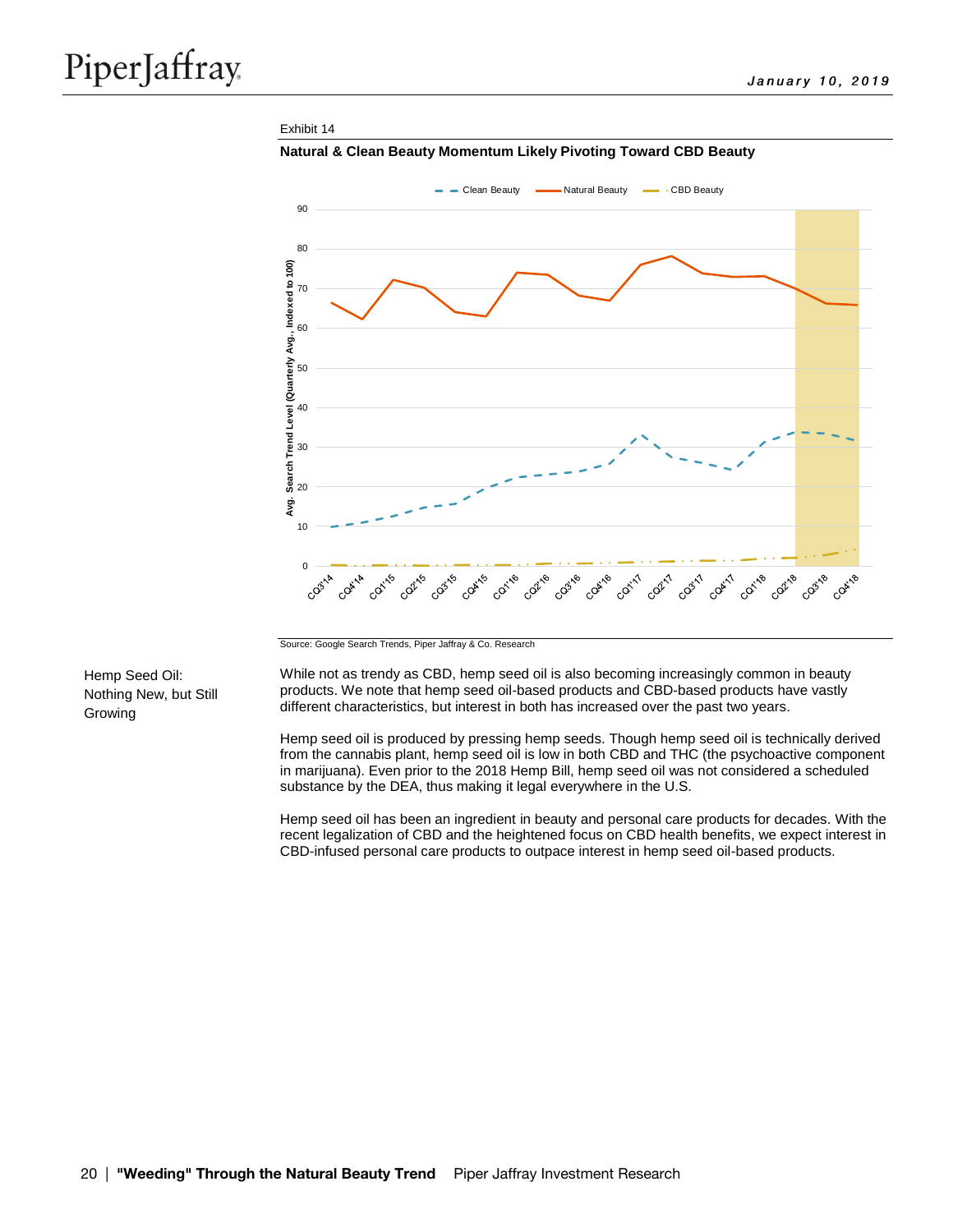Exhibit 14

**Natural & Clean Beauty Momentum Likely Pivoting Toward CBD Beauty**

Source: Google Search Trends, Piper Jaffray & Co. Research

### Hemp Seed Oil: Nothing New, but Still Growing

While not as trendy as CBD, hemp seed oil is also becoming increasingly common in beauty products. We note that hemp seed oil-based products and CBD-based products have vastly different characteristics, but interest in both has increased over the past two years.

Hemp seed oil is produced by pressing hemp seeds. Though hemp seed oil is technically derived from the cannabis plant, hemp seed oil is low in both CBD and THC (the psychoactive component in marijuana). Even prior to the 2018 Hemp Bill, hemp seed oil was not considered a scheduled substance by the DEA, thus making it legal everywhere in the U.S.

Hemp seed oil has been an ingredient in beauty and personal care products for decades. With the recent legalization of CBD and the heightened focus on CBD health benefits, we expect interest in CBD-infused personal care products to outpace interest in hemp seed oil-based products.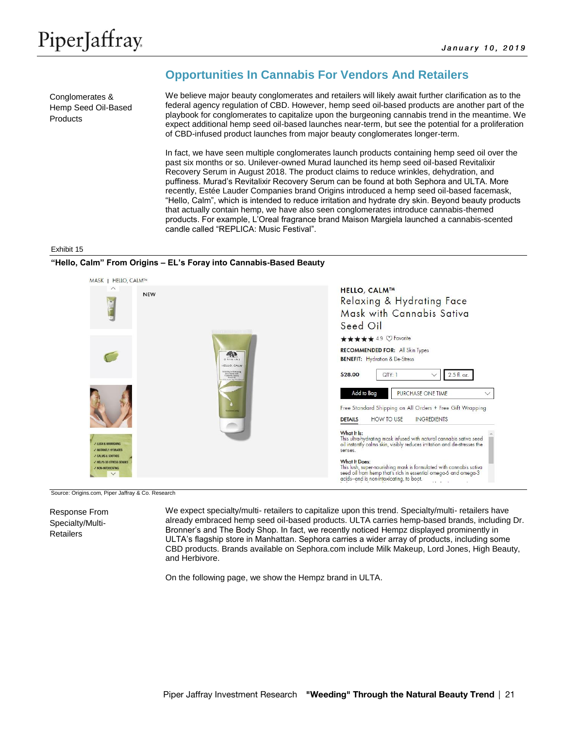## Opportunities In Cannabis For Vendors And Retailers

**Conglomerates & Hemp Seed Oil-Based Products**

We believe major beauty conglomerates and retailers will likely await further clarification as to the federal agency regulation of CBD. However, hemp seed oil-based products are another part of the playbook for conglomerates to capitalize upon the burgeoning cannabis trend in the meantime. We expect additional hemp seed oil-based launches near-term, but see the potential for a proliferation of CBD-infused product launches from major beauty conglomerates longer-term.

In fact, we have seen multiple conglomerates launch products containing hemp seed oil over the past six months or so. Unilever-owned Murad launched its hemp seed oil-based Revitalixir Recovery Serum in August 2018. The product claims to reduce wrinkles, dehydration, and puffiness. Murad's Revitalixir Recovery Serum can be found at both Sephora and ULTA. More recently, Estée Lauder Companies brand Origins introduced a hemp seed oil-based facemask, "Hello, Calm", which is intended to reduce irritation and hydrate dry skin. Beyond beauty products that actually contain hemp, we have also seen conglomerates introduce cannabis-themed products. For example, L'Oreal fragrance brand Maison Margiela launched a cannabis-scented candle called "REPLICA: Music Festival".

Exhibit 15

**"Hello, Calm" From Origins – EL's Foray into Cannabis-Based Beauty**

Source: Origins.com, Piper Jaffray & Co. Research

**Response From Specialty/Multi-Retailers**

We expect specialty/multi- retailers to capitalize upon this trend. Specialty/multi- retailers have already embraced hemp seed oil-based products. ULTA carries hemp-based brands, including Dr. Bronner's and The Body Shop. In fact, we recently noticed Hempz displayed prominently in ULTA's flagship store in Manhattan. Sephora carries a wider array of products, including some CBD products. Brands available on Sephora.com include Milk Makeup, Lord Jones, High Beauty, and Herbivore.

On the following page, we show the Hempz brand in ULTA.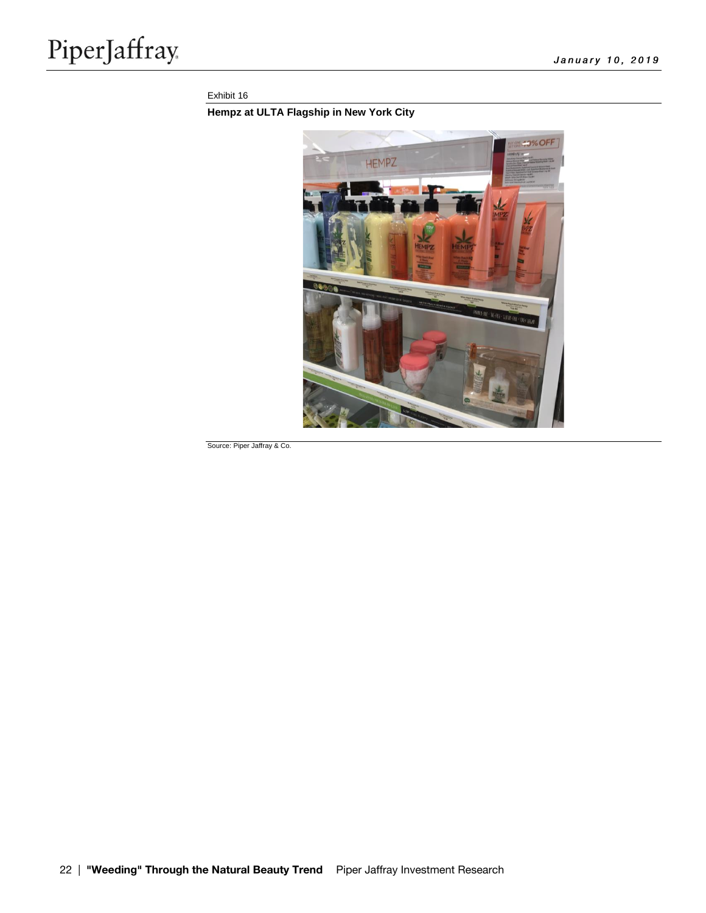Exhibit 16

**Hempz at ULTA Flagship in New York City**

Source: Piper Jaffray & Co.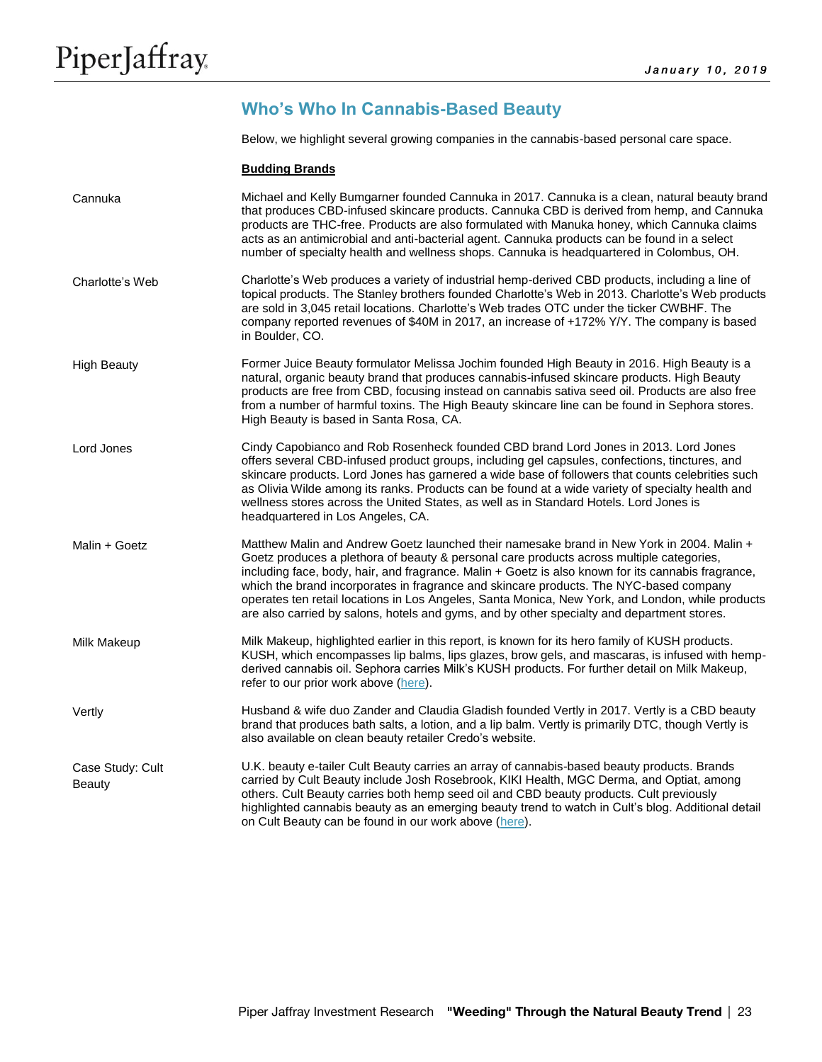## Who's Who In Cannabis-Based Beauty

Below, we highlight several growing companies in the cannabis-based personal care space.

**Budding Brands**

**Cannuka**

Michael and Kelly Bumgarner founded Cannuka in 2017. Cannuka is a clean, natural beauty brand that produces CBD-infused skincare products. Cannuka CBD is derived from hemp, and Cannuka products are THC-free. Products are also formulated with Manuka honey, which Cannuka claims acts as an antimicrobial and anti-bacterial agent. Cannuka products can be found in a select number of specialty health and wellness shops. Cannuka is headquartered in Colombus, OH.

**Charlotte's Web**

Charlotte's Web produces a variety of industrial hemp-derived CBD products, including a line of topical products. The Stanley brothers founded Charlotte's Web in 2013. Charlotte's Web products are sold in 3,045 retail locations. Charlotte's Web trades OTC under the ticker CWBHF. The company reported revenues of $40M in 2017, an increase of +172% Y/Y. The company is based in Boulder, CO.

**High Beauty**

Former Juice Beauty formulator Melissa Jochim founded High Beauty in 2016. High Beauty is a natural, organic beauty brand that produces cannabis-infused skincare products. High Beauty products are free from CBD, focusing instead on cannabis sativa seed oil. Products are also free from a number of harmful toxins. The High Beauty skincare line can be found in Sephora stores. High Beauty is based in Santa Rosa, CA.

**Lord Jones**

Cindy Capobianco and Rob Rosenheck founded CBD brand Lord Jones in 2013. Lord Jones offers several CBD-infused product groups, including gel capsules, confections, tinctures, and skincare products. Lord Jones has garnered a wide base of followers that counts celebrities such as Olivia Wilde among its ranks. Products can be found at a wide variety of specialty health and wellness stores across the United States, as well as in Standard Hotels. Lord Jones is headquartered in Los Angeles, CA.

**Malin + Goetz**

Matthew Malin and Andrew Goetz launched their namesake brand in New York in 2004. Malin + Goetz produces a plethora of beauty & personal care products across multiple categories, including face, body, hair, and fragrance. Malin + Goetz is also known for its cannabis fragrance, which the brand incorporates in fragrance and skincare products. The NYC-based company operates ten retail locations in Los Angeles, Santa Monica, New York, and London, while products are also carried by salons, hotels and gyms, and by other specialty and department stores.

**Milk Makeup**

Milk Makeup, highlighted earlier in this report, is known for its hero family of KUSH products. KUSH, which encompasses lip balms, lips glazes, brow gels, and mascaras, is infused with hemp-derived cannabis oil. Sephora carries Milk's KUSH products. For further detail on Milk Makeup, refer to our prior work above (here).

**Vertly**

Husband & wife duo Zander and Claudia Gladish founded Vertly in 2017. Vertly is a CBD beauty brand that produces bath salts, a lotion, and a lip balm. Vertly is primarily DTC, though Vertly is also available on clean beauty retailer Credo's website.

**Case Study: Cult Beauty**

U.K. beauty e-tailer Cult Beauty carries an array of cannabis-based beauty products. Brands carried by Cult Beauty include Josh Rosebrook, KIKI Health, MGC Derma, and Optiat, among others. Cult Beauty carries both hemp seed oil and CBD beauty products. Cult previously highlighted cannabis beauty as an emerging beauty trend to watch in Cult's blog. Additional detail on Cult Beauty can be found in our work above (here).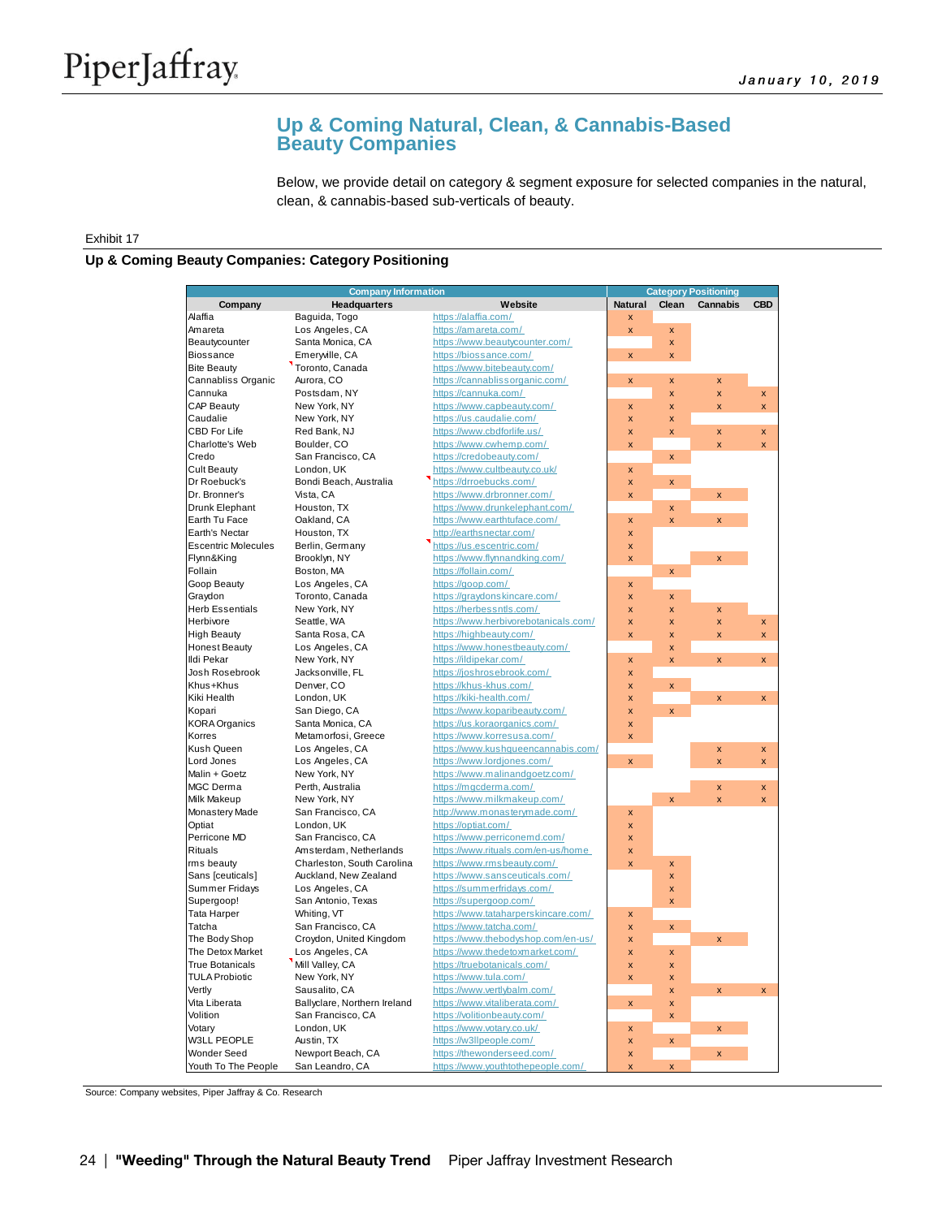## Up & Coming Natural, Clean, & Cannabis-Based Beauty Companies

Below, we provide detail on category & segment exposure for selected companies in the natural, clean, & cannabis-based sub-verticals of beauty.

Exhibit 17

**Up & Coming Beauty Companies: Category Positioning**

| Company Information | | | Category Positioning | | | |
|---|---|---|---|---|---|---|
| **Company** | **Headquarters** | **Website** | **Natural** | **Clean** | **Cannabis** | **CBD** |
| Alaffia | Baguida, Togo | https://alaffia.com/ | x | | | |
| Amareta | Los Angeles, CA | https://amareta.com/ | x | x | | |
| Beautycounter | Santa Monica, CA | https://www.beautycounter.com/ | | x | | |
| Biossance | Emeryville, CA | https://biossance.com/ | x | x | | |
| Bite Beauty | Toronto, Canada | https://www.bitebeauty.com/ | | | | |
| Cannabliss Organic | Aurora, CO | https://cannablissorganic.com/ | x | x | x | |
| Cannuka | Postsdam, NY | https://cannuka.com/ | | x | x | x |
| CAP Beauty | New York, NY | https://www.capbeauty.com/ | x | x | x | x |
| Caudalie | New York, NY | https://us.caudalie.com/ | x | x | | |
| CBD For Life | Red Bank, NJ | https://www.cbdforlife.us/ | x | x | x | x |
| Charlotte's Web | Boulder, CO | https://www.cwhemp.com/ | x | | x | x |
| Credo | San Francisco, CA | https://credobeauty.com/ | | x | | |
| Cult Beauty | London, UK | https://www.cultbeauty.co.uk/ | x | | | |
| Dr Roebuck's | Bondi Beach, Australia | https://drroebucks.com/ | x | x | | |
| Dr. Bronner's | Vista, CA | https://www.drbronner.com/ | x | | x | |
| Drunk Elephant | Houston, TX | https://www.drunkelephant.com/ | | x | | |
| Earth Tu Face | Oakland, CA | https://www.earthtuface.com/ | x | x | x | |
| Earth's Nectar | Houston, TX | http://earthsnectar.com/ | x | | | |
| Escentric Molecules | Berlin, Germany | https://us.escentric.com/ | x | | | |
| Flynn&King | Brooklyn, NY | https://www.flynnandking.com/ | x | | x | |
| Follain | Boston, MA | https://follain.com/ | | x | | |
| Goop Beauty | Los Angeles, CA | https://goop.com/ | x | | | |
| Graydon | Toronto, Canada | https://graydonskincare.com/ | x | x | | |
| Herb Essentials | New York, NY | https://herbessntls.com/ | x | x | x | |
| Herbivore | Seattle, WA | https://www.herbivorebotanicals.com/ | x | x | x | x |
| High Beauty | Santa Rosa, CA | https://highbeauty.com/ | x | x | x | x |
| Honest Beauty | Los Angeles, CA | https://www.honestbeauty.com/ | | x | | |
| Ildi Pekar | New York, NY | https://ildipekar.com/ | x | x | x | x |
| Josh Rosebrook | Jacksonville, FL | https://joshrosebrook.com/ | x | | | |
| Khus+Khus | Denver, CO | https://khus-khus.com/ | x | x | | |
| Kiki Health | London, UK | https://kiki-health.com/ | x | | x | x |
| Kopari | San Diego, CA | https://www.koparibeauty.com/ | x | x | | |
| KORA Organics | Santa Monica, CA | https://us.koraorganics.com/ | x | | | |
| Korres | Metamorfosi, Greece | https://www.korresusa.com/ | x | | | |
| Kush Queen | Los Angeles, CA | https://www.kushqueencannabis.com/ | | | x | x |
| Lord Jones | Los Angeles, CA | https://www.lordjones.com/ | x | | x | x |
| Malin + Goetz | New York, NY | https://www.malinandgoetz.com/ | | | | |
| MGC Derma | Perth, Australia | https://mgcderma.com/ | | | x | x |
| Milk Makeup | New York, NY | https://www.milkmakeup.com/ | | x | x | x |
| Monastery Made | San Francisco, CA | http://www.monasterymade.com/ | x | | | |
| Optiat | London, UK | https://optiat.com/ | x | | | |
| Perricone MD | San Francisco, CA | https://www.perriconemd.com/ | x | | | |
| Rituals | Amsterdam, Netherlands | https://www.rituals.com/en-us/home | x | | | |
| rms beauty | Charleston, South Carolina | https://www.rmsbeauty.com/ | x | x | | |
| Sans [ceuticals] | Auckland, New Zealand | https://www.sansceuticals.com/ | | x | | |
| Summer Fridays | Los Angeles, CA | https://summerfridays.com/ | | x | | |
| Supergoop! | San Antonio, Texas | https://supergoop.com/ | | x | | |
| Tata Harper | Whiting, VT | https://www.tataharperskincare.com/ | x | | | |
| Tatcha | San Francisco, CA | https://www.tatcha.com/ | x | x | | |
| The Body Shop | Croydon, United Kingdom | https://www.thebodyshop.com/en-us/ | x | | x | |
| The Detox Market | Los Angeles, CA | https://www.thedetoxmarket.com/ | x | x | | |
| True Botanicals | Mill Valley, CA | https://truebotanicals.com/ | x | x | | |
| TULA Probiotic | New York, NY | https://www.tula.com/ | x | x | | |
| Vertly | Sausalito, CA | https://www.vertlybalm.com/ | | x | x | x |
| Vita Liberata | Ballyclare, Northern Ireland | https://www.vitaliberata.com/ | x | x | | |
| Volition | San Francisco, CA | https://volitionbeauty.com/ | | x | | |
| Votary | London, UK | https://www.votary.co.uk/ | x | | x | |
| W3LL PEOPLE | Austin, TX | https://w3llpeople.com/ | x | x | | |
| Wonder Seed | Newport Beach, CA | https://thewonderseed.com/ | x | | x | |
| Youth To The People | San Leandro, CA | https://www.youthtothepeople.com/ | x | x | | |

Source: Company websites, Piper Jaffray & Co. Research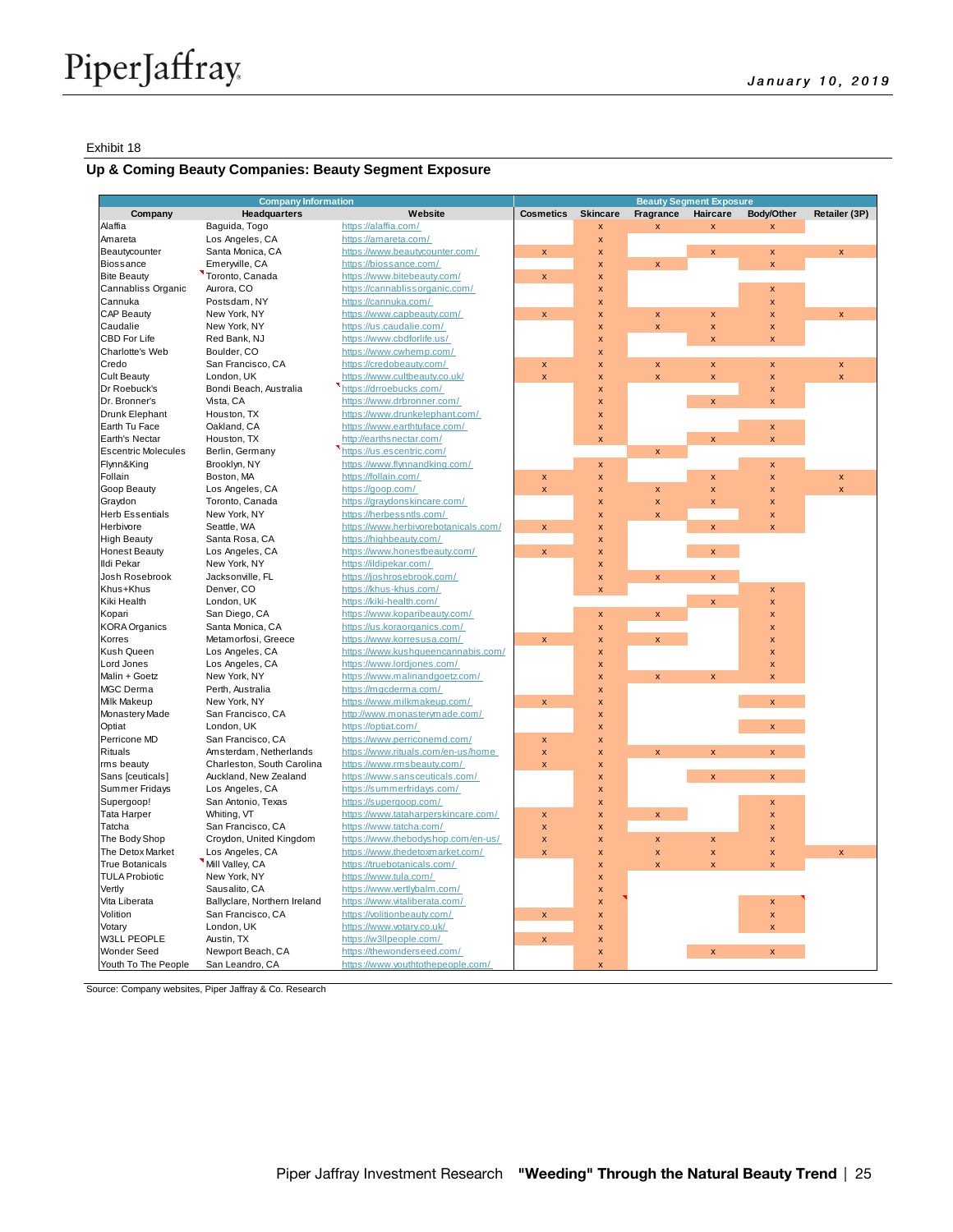Exhibit 18

## Up & Coming Beauty Companies: Beauty Segment Exposure

| Company Information | | | Beauty Segment Exposure | | | | | |
|---|---|---|---|---|---|---|---|---|
| Company | Headquarters | Website | Cosmetics | Skincare | Fragrance | Haircare | Body/Other | Retailer (3P) |
| Alaffia | Baguida, Togo | https://alaffia.com/ | | x | x | x | x | |
| Amareta | Los Angeles, CA | https://amareta.com/ | | x | | | | |
| Beautycounter | Santa Monica, CA | https://www.beautycounter.com/ | x | x | | x | x | x |
| Biossance | Emeryville, CA | https://biossance.com/ | | x | x | | x | |
| Bite Beauty | Toronto, Canada | https://www.bitebeauty.com/ | x | x | | | | |
| Cannabliss Organic | Aurora, CO | https://cannablissorganic.com/ | | x | | | x | |
| Cannuka | Postsdam, NY | https://cannuka.com/ | | x | | | x | |
| CAP Beauty | New York, NY | https://www.capbeauty.com/ | x | x | x | x | x | x |
| Caudalie | New York, NY | https://us.caudalie.com/ | | x | x | x | x | |
| CBD For Life | Red Bank, NJ | https://www.cbdforlife.us/ | | x | | x | x | |
| Charlotte's Web | Boulder, CO | https://www.cwhemp.com/ | | x | | | | |
| Credo | San Francisco, CA | https://credobeauty.com/ | x | x | x | x | x | x |
| Cult Beauty | London, UK | https://www.cultbeauty.co.uk/ | x | x | x | x | x | x |
| Dr Roebuck's | Bondi Beach, Australia | https://drroebucks.com/ | | x | | | x | |
| Dr. Bronner's | Vista, CA | https://www.drbronner.com/ | | x | | x | x | |
| Drunk Elephant | Houston, TX | https://www.drunkelephant.com/ | | x | | | | |
| Earth Tu Face | Oakland, CA | https://www.earthtuface.com/ | | x | | | x | |
| Earth's Nectar | Houston, TX | http://earthsnectar.com/ | | x | | x | x | |
| Escentric Molecules | Berlin, Germany | https://us.escentric.com/ | | | x | | | |
| Flynn&King | Brooklyn, NY | https://www.flynnandking.com/ | | x | | | x | |
| Follain | Boston, MA | https://follain.com/ | x | x | | x | x | x |
| Goop Beauty | Los Angeles, CA | https://goop.com/ | x | x | x | x | x | x |
| Graydon | Toronto, Canada | https://graydonskincare.com/ | | x | x | x | x | |
| Herb Essentials | New York, NY | https://herbessntls.com/ | | x | x | | x | |
| Herbivore | Seattle, WA | https://www.herbivorebotanicals.com/ | x | x | | x | x | |
| High Beauty | Santa Rosa, CA | https://highbeauty.com/ | | x | | | | |
| Honest Beauty | Los Angeles, CA | https://www.honestbeauty.com/ | x | x | | x | | |
| Ildi Pekar | New York, NY | https://ildipekar.com/ | | x | | | | |
| Josh Rosebrook | Jacksonville, FL | https://joshrosebrook.com/ | | x | x | x | | |
| Khus+Khus | Denver, CO | https://khus-khus.com/ | | x | | | x | |
| Kiki Health | London, UK | https://kiki-health.com/ | | | | x | x | |
| Kopari | San Diego, CA | https://www.koparibeauty.com/ | | x | x | | x | |
| KORA Organics | Santa Monica, CA | https://us.koraorganics.com/ | | x | | | x | |
| Korres | Metamorfosi, Greece | https://www.korresusa.com/ | x | x | x | | x | |
| Kush Queen | Los Angeles, CA | https://www.kushqueencannabis.com/ | | x | | | x | |
| Lord Jones | Los Angeles, CA | https://www.lordjones.com/ | | x | | | x | |
| Malin + Goetz | New York, NY | https://www.malinandgoetz.com/ | | x | x | x | x | |
| MGC Derma | Perth, Australia | https://mgcderma.com/ | | x | | | | |
| Milk Makeup | New York, NY | https://www.milkmakeup.com/ | x | x | | | x | |
| Monastery Made | San Francisco, CA | http://www.monasterymade.com/ | | x | | | | |
| Optiat | London, UK | https://optiat.com/ | | x | | | x | |
| Perricone MD | San Francisco, CA | https://www.perriconemd.com/ | x | x | | | | |
| Rituals | Amsterdam, Netherlands | https://www.rituals.com/en-us/home | x | x | x | x | x | |
| rms beauty | Charleston, South Carolina | https://www.rmsbeauty.com/ | x | x | | | | |
| Sans [ceuticals] | Auckland, New Zealand | https://www.sansceuticals.com/ | | x | | x | x | |
| Summer Fridays | Los Angeles, CA | https://summerfridays.com/ | | x | | | | |
| Supergoop! | San Antonio, Texas | https://supergoop.com/ | | x | | | x | |
| Tata Harper | Whiting, VT | https://www.tataharperskincare.com/ | x | x | x | | x | |
| Tatcha | San Francisco, CA | https://www.tatcha.com/ | x | x | | | x | |
| The Body Shop | Croydon, United Kingdom | https://www.thebodyshop.com/en-us/ | x | x | x | x | x | |
| The Detox Market | Los Angeles, CA | https://www.thedetoxmarket.com/ | x | x | x | x | x | x |
| True Botanicals | Mill Valley, CA | https://truebotanicals.com/ | | x | x | x | x | |
| TULA Probiotic | New York, NY | https://www.tula.com/ | | x | | | | |
| Vertly | Sausalito, CA | https://www.vertlybalm.com/ | | x | | | | |
| Vita Liberata | Ballyclare, Northern Ireland | https://www.vitaliberata.com/ | | x | | | x | |
| Volition | San Francisco, CA | https://volitionbeauty.com/ | x | x | | | x | |
| Votary | London, UK | https://www.votary.co.uk/ | | x | | | x | |
| W3LL PEOPLE | Austin, TX | https://w3llpeople.com/ | x | x | | | | |
| Wonder Seed | Newport Beach, CA | https://thewonderseed.com/ | | x | | x | x | |
| Youth To The People | San Leandro, CA | https://www.youthtothepeople.com/ | | x | | | | |

Source: Company websites, Piper Jaffray & Co. Research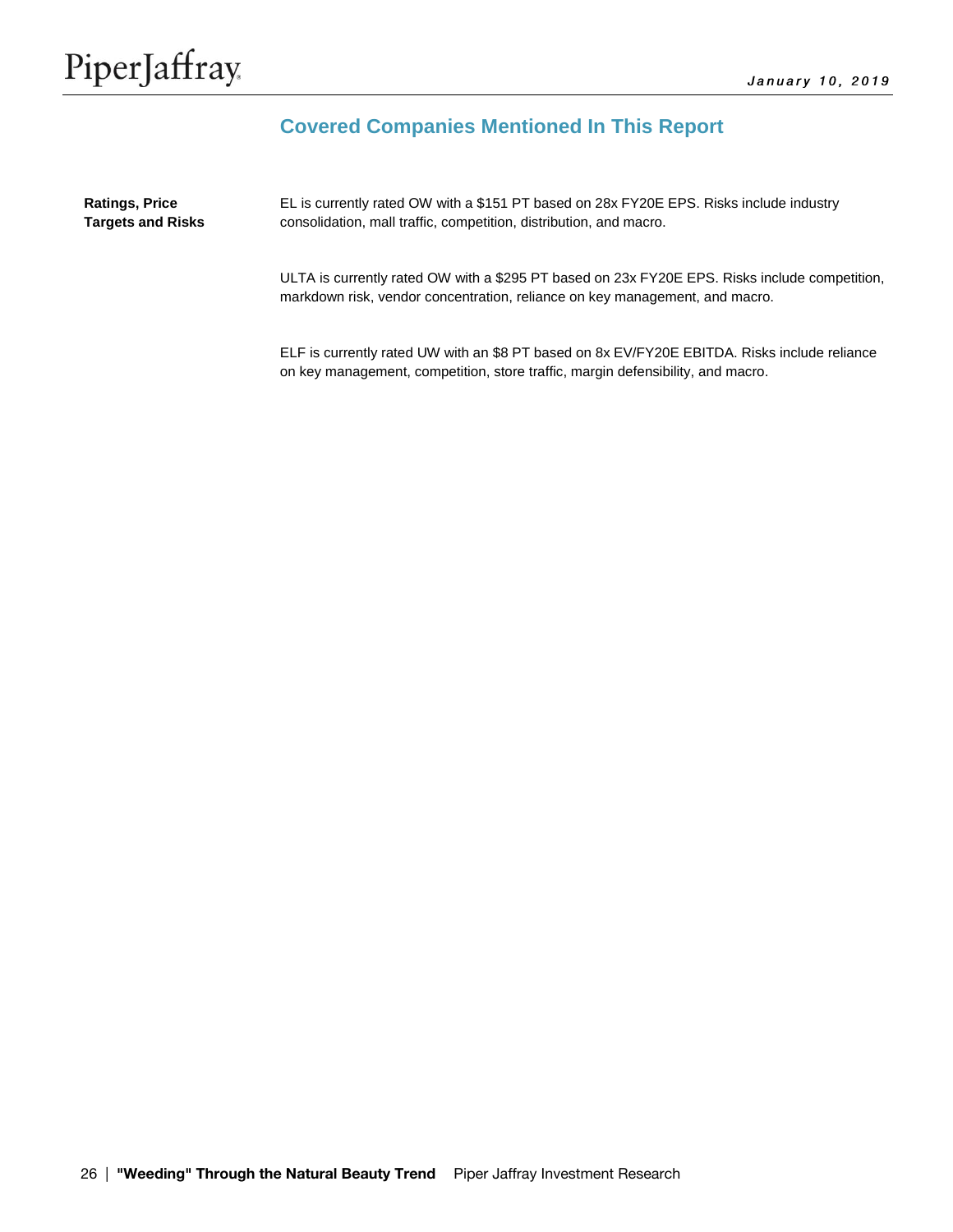## Covered Companies Mentioned In This Report

**Ratings, Price Targets and Risks**

EL is currently rated OW with a $151 PT based on 28x FY20E EPS. Risks include industry consolidation, mall traffic, competition, distribution, and macro.

ULTA is currently rated OW with a $295 PT based on 23x FY20E EPS. Risks include competition, markdown risk, vendor concentration, reliance on key management, and macro.

ELF is currently rated UW with an $8 PT based on 8x EV/FY20E EBITDA. Risks include reliance on key management, competition, store traffic, margin defensibility, and macro.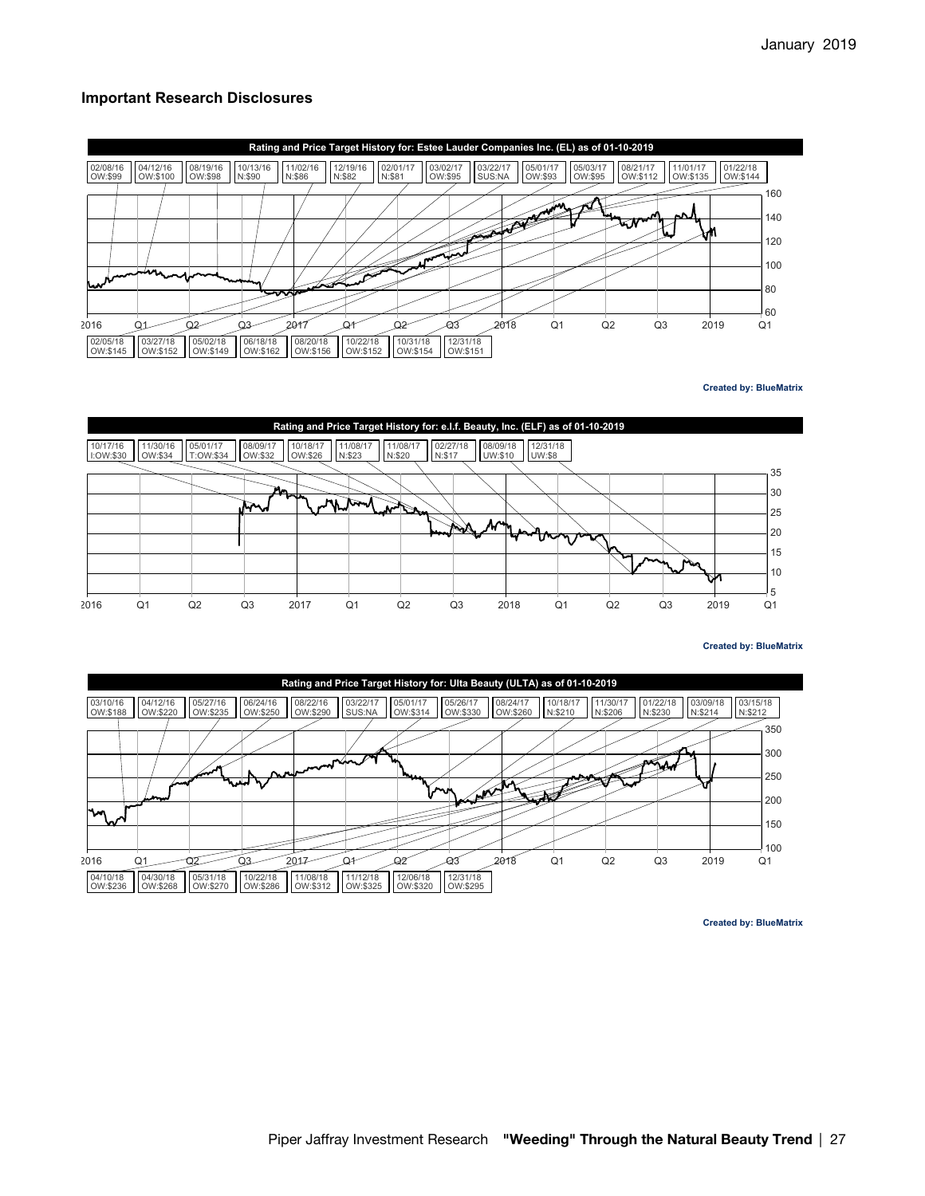## Important Research Disclosures

**Rating and Price Target History for: Estee Lauder Companies Inc. (EL) as of 01-10-2019**

| Date | Rating:Price Target |
|---|---|
| 02/08/16 | OW:$99 |
| 04/12/16 | OW:$100 |
| 08/19/16 | OW:$98 |
| 10/13/16 | N:$90 |
| 11/02/16 | N:$86 |
| 12/19/16 | N:$82 |
| 02/01/17 | N:$81 |
| 03/02/17 | OW:$95 |
| 03/22/17 | SUS:NA |
| 05/01/17 | OW:$93 |
| 05/03/17 | OW:$95 |
| 08/21/17 | OW:$112 |
| 11/01/17 | OW:$135 |
| 01/22/18 | OW:$144 |
| 02/05/18 | OW:$145 |
| 03/27/18 | OW:$152 |
| 05/02/18 | OW:$149 |
| 06/18/18 | OW:$162 |
| 08/20/18 | OW:$156 |
| 10/22/18 | OW:$152 |
| 10/31/18 | OW:$154 |
| 12/31/18 | OW:$151 |

Created by: BlueMatrix

**Rating and Price Target History for: e.l.f. Beauty, Inc. (ELF) as of 01-10-2019**

| Date | Rating:Price Target |
|---|---|
| 10/17/16 | I:OW:$30 |
| 11/30/16 | OW:$34 |
| 05/01/17 | T:OW:$34 |
| 08/09/17 | OW:$32 |
| 10/18/17 | OW:$26 |
| 11/08/17 | N:$23 |
| 11/08/17 | N:$20 |
| 02/27/18 | N:$17 |
| 08/09/18 | UW:$10 |
| 12/31/18 | UW:$8 |

Created by: BlueMatrix

**Rating and Price Target History for: Ulta Beauty (ULTA) as of 01-10-2019**

| Date | Rating:Price Target |
|---|---|
| 03/10/16 | OW:$188 |
| 04/12/16 | OW:$220 |
| 05/27/16 | OW:$235 |
| 06/24/16 | OW:$250 |
| 08/22/16 | OW:$290 |
| 03/22/17 | SUS:NA |
| 05/01/17 | OW:$314 |
| 05/26/17 | OW:$330 |
| 08/24/17 | OW:$260 |
| 10/18/17 | N:$210 |
| 11/30/17 | N:$206 |
| 01/22/18 | N:$230 |
| 03/09/18 | N:$214 |
| 03/15/18 | N:$212 |
| 04/10/18 | OW:$236 |
| 04/30/18 | OW:$268 |
| 05/31/18 | OW:$270 |
| 10/22/18 | OW:$286 |
| 11/08/18 | OW:$312 |
| 11/12/18 | OW:$325 |
| 12/06/18 | OW:$320 |
| 12/31/18 | OW:$295 |

Created by: BlueMatrix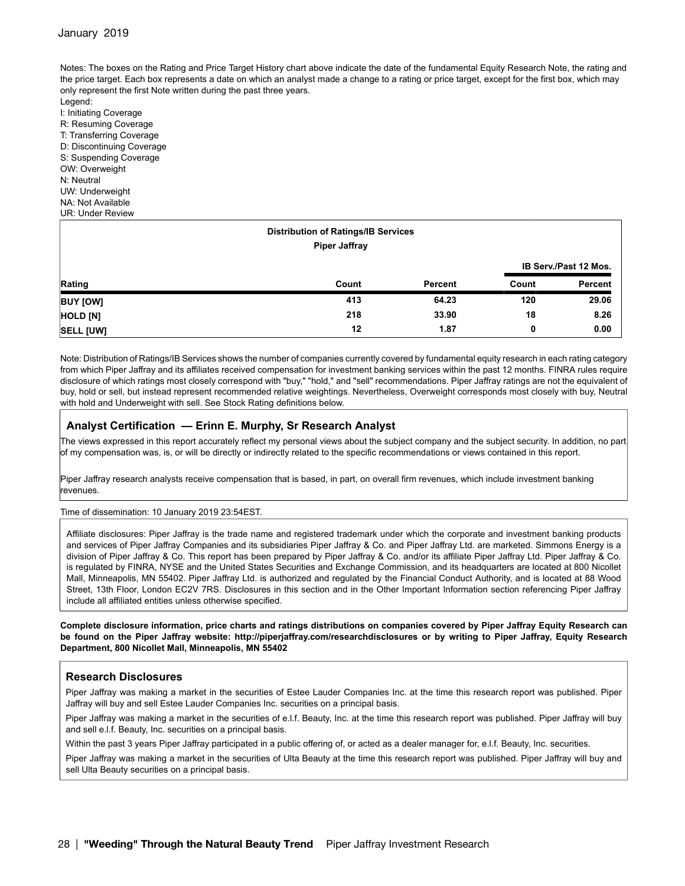Notes: The boxes on the Rating and Price Target History chart above indicate the date of the fundamental Equity Research Note, the rating and the price target. Each box represents a date on which an analyst made a change to a rating or price target, except for the first box, which may only represent the first Note written during the past three years.

Legend:
I: Initiating Coverage
R: Resuming Coverage
T: Transferring Coverage
D: Discontinuing Coverage
S: Suspending Coverage
OW: Overweight
N: Neutral
UW: Underweight
NA: Not Available
UR: Under Review

**Distribution of Ratings/IB Services**
**Piper Jaffray**

| | | | IB Serv./Past 12 Mos. | |
|---|---|---|---|---|
| **Rating** | **Count** | **Percent** | **Count** | **Percent** |
| **BUY [OW]** | 413 | 64.23 | 120 | 29.06 |
| **HOLD [N]** | 218 | 33.90 | 18 | 8.26 |
| **SELL [UW]** | 12 | 1.87 | 0 | 0.00 |

Note: Distribution of Ratings/IB Services shows the number of companies currently covered by fundamental equity research in each rating category from which Piper Jaffray and its affiliates received compensation for investment banking services within the past 12 months. FINRA rules require disclosure of which ratings most closely correspond with "buy," "hold," and "sell" recommendations. Piper Jaffray ratings are not the equivalent of buy, hold or sell, but instead represent recommended relative weightings. Nevertheless, Overweight corresponds most closely with buy, Neutral with hold and Underweight with sell. See Stock Rating definitions below.

## Analyst Certification — Erinn E. Murphy, Sr Research Analyst

The views expressed in this report accurately reflect my personal views about the subject company and the subject security. In addition, no part of my compensation was, is, or will be directly or indirectly related to the specific recommendations or views contained in this report.

Piper Jaffray research analysts receive compensation that is based, in part, on overall firm revenues, which include investment banking revenues.

Time of dissemination: 10 January 2019 23:54EST.

Affiliate disclosures: Piper Jaffray is the trade name and registered trademark under which the corporate and investment banking products and services of Piper Jaffray Companies and its subsidiaries Piper Jaffray & Co. and Piper Jaffray Ltd. are marketed. Simmons Energy is a division of Piper Jaffray & Co. This report has been prepared by Piper Jaffray & Co. and/or its affiliate Piper Jaffray Ltd. Piper Jaffray & Co. is regulated by FINRA, NYSE and the United States Securities and Exchange Commission, and its headquarters are located at 800 Nicollet Mall, Minneapolis, MN 55402. Piper Jaffray Ltd. is authorized and regulated by the Financial Conduct Authority, and is located at 88 Wood Street, 13th Floor, London EC2V 7RS. Disclosures in this section and in the Other Important Information section referencing Piper Jaffray include all affiliated entities unless otherwise specified.

**Complete disclosure information, price charts and ratings distributions on companies covered by Piper Jaffray Equity Research can be found on the Piper Jaffray website: http://piperjaffray.com/researchdisclosures or by writing to Piper Jaffray, Equity Research Department, 800 Nicollet Mall, Minneapolis, MN 55402**

## Research Disclosures

Piper Jaffray was making a market in the securities of Estee Lauder Companies Inc. at the time this research report was published. Piper Jaffray will buy and sell Estee Lauder Companies Inc. securities on a principal basis.

Piper Jaffray was making a market in the securities of e.l.f. Beauty, Inc. at the time this research report was published. Piper Jaffray will buy and sell e.l.f. Beauty, Inc. securities on a principal basis.

Within the past 3 years Piper Jaffray participated in a public offering of, or acted as a dealer manager for, e.l.f. Beauty, Inc. securities.

Piper Jaffray was making a market in the securities of Ulta Beauty at the time this research report was published. Piper Jaffray will buy and sell Ulta Beauty securities on a principal basis.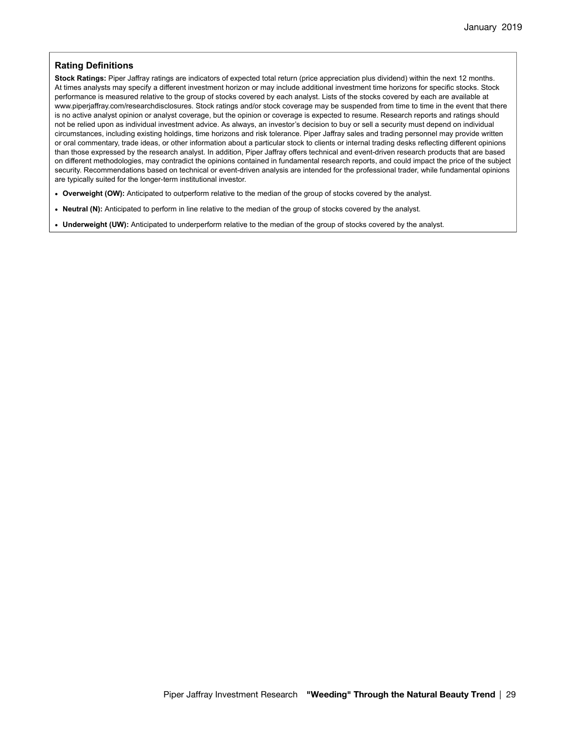## Rating Definitions

**Stock Ratings:** Piper Jaffray ratings are indicators of expected total return (price appreciation plus dividend) within the next 12 months. At times analysts may specify a different investment horizon or may include additional investment time horizons for specific stocks. Stock performance is measured relative to the group of stocks covered by each analyst. Lists of the stocks covered by each are available at www.piperjaffray.com/researchdisclosures. Stock ratings and/or stock coverage may be suspended from time to time in the event that there is no active analyst opinion or analyst coverage, but the opinion or coverage is expected to resume. Research reports and ratings should not be relied upon as individual investment advice. As always, an investor's decision to buy or sell a security must depend on individual circumstances, including existing holdings, time horizons and risk tolerance. Piper Jaffray sales and trading personnel may provide written or oral commentary, trade ideas, or other information about a particular stock to clients or internal trading desks reflecting different opinions than those expressed by the research analyst. In addition, Piper Jaffray offers technical and event-driven research products that are based on different methodologies, may contradict the opinions contained in fundamental research reports, and could impact the price of the subject security. Recommendations based on technical or event-driven analysis are intended for the professional trader, while fundamental opinions are typically suited for the longer-term institutional investor.

- **Overweight (OW):** Anticipated to outperform relative to the median of the group of stocks covered by the analyst.
- **Neutral (N):** Anticipated to perform in line relative to the median of the group of stocks covered by the analyst.
- **Underweight (UW):** Anticipated to underperform relative to the median of the group of stocks covered by the analyst.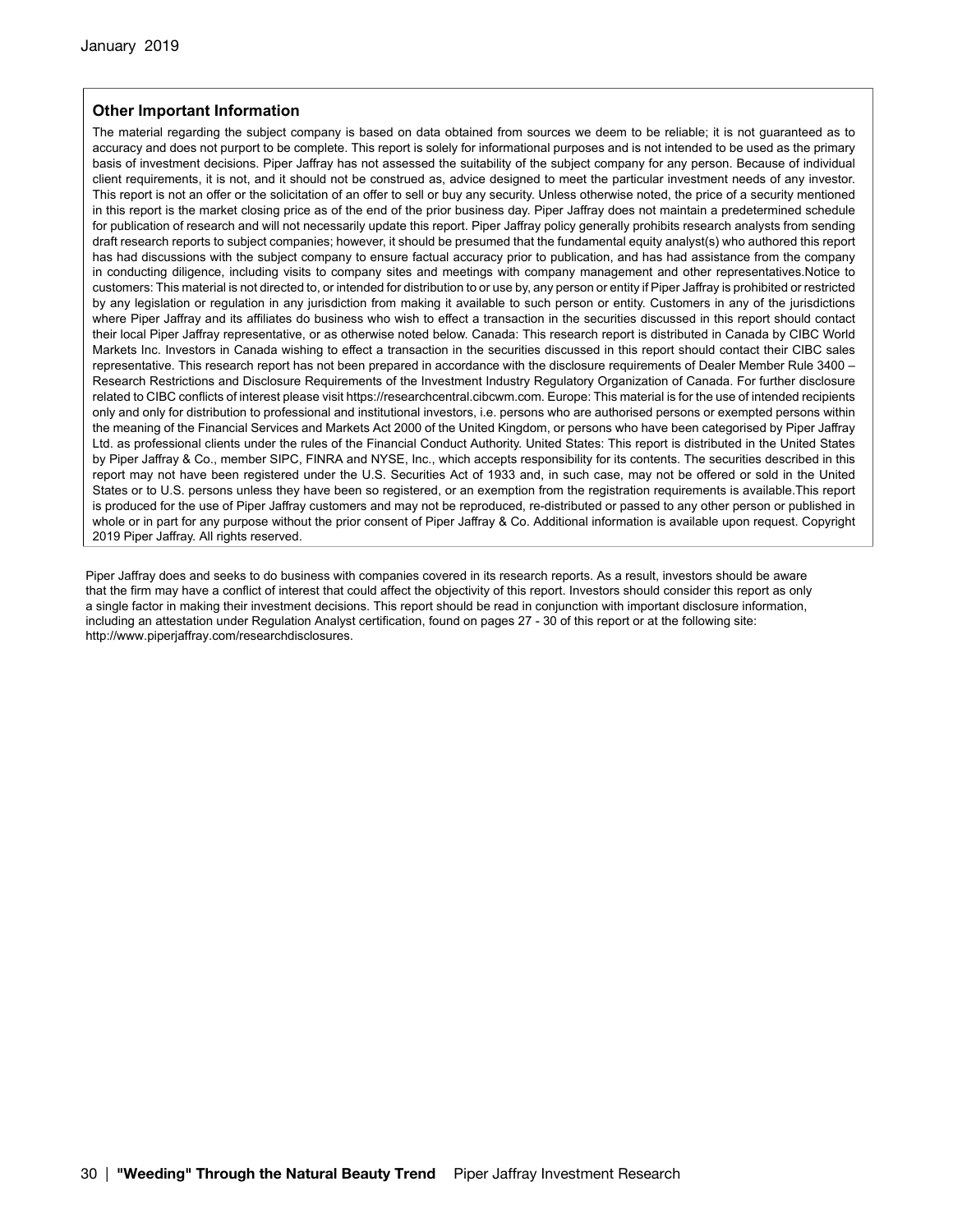## Other Important Information

The material regarding the subject company is based on data obtained from sources we deem to be reliable; it is not guaranteed as to accuracy and does not purport to be complete. This report is solely for informational purposes and is not intended to be used as the primary basis of investment decisions. Piper Jaffray has not assessed the suitability of the subject company for any person. Because of individual client requirements, it is not, and it should not be construed as, advice designed to meet the particular investment needs of any investor. This report is not an offer or the solicitation of an offer to sell or buy any security. Unless otherwise noted, the price of a security mentioned in this report is the market closing price as of the end of the prior business day. Piper Jaffray does not maintain a predetermined schedule for publication of research and will not necessarily update this report. Piper Jaffray policy generally prohibits research analysts from sending draft research reports to subject companies; however, it should be presumed that the fundamental equity analyst(s) who authored this report has had discussions with the subject company to ensure factual accuracy prior to publication, and has had assistance from the company in conducting diligence, including visits to company sites and meetings with company management and other representatives.Notice to customers: This material is not directed to, or intended for distribution to or use by, any person or entity if Piper Jaffray is prohibited or restricted by any legislation or regulation in any jurisdiction from making it available to such person or entity. Customers in any of the jurisdictions where Piper Jaffray and its affiliates do business who wish to effect a transaction in the securities discussed in this report should contact their local Piper Jaffray representative, or as otherwise noted below. Canada: This research report is distributed in Canada by CIBC World Markets Inc. Investors in Canada wishing to effect a transaction in the securities discussed in this report should contact their CIBC sales representative. This research report has not been prepared in accordance with the disclosure requirements of Dealer Member Rule 3400 – Research Restrictions and Disclosure Requirements of the Investment Industry Regulatory Organization of Canada. For further disclosure related to CIBC conflicts of interest please visit https://researchcentral.cibcwm.com. Europe: This material is for the use of intended recipients only and only for distribution to professional and institutional investors, i.e. persons who are authorised persons or exempted persons within the meaning of the Financial Services and Markets Act 2000 of the United Kingdom, or persons who have been categorised by Piper Jaffray Ltd. as professional clients under the rules of the Financial Conduct Authority. United States: This report is distributed in the United States by Piper Jaffray & Co., member SIPC, FINRA and NYSE, Inc., which accepts responsibility for its contents. The securities described in this report may not have been registered under the U.S. Securities Act of 1933 and, in such case, may not be offered or sold in the United States or to U.S. persons unless they have been so registered, or an exemption from the registration requirements is available.This report is produced for the use of Piper Jaffray customers and may not be reproduced, re-distributed or passed to any other person or published in whole or in part for any purpose without the prior consent of Piper Jaffray & Co. Additional information is available upon request. Copyright 2019 Piper Jaffray. All rights reserved.

Piper Jaffray does and seeks to do business with companies covered in its research reports. As a result, investors should be aware that the firm may have a conflict of interest that could affect the objectivity of this report. Investors should consider this report as only a single factor in making their investment decisions. This report should be read in conjunction with important disclosure information, including an attestation under Regulation Analyst certification, found on pages 27 - 30 of this report or at the following site: http://www.piperjaffray.com/researchdisclosures.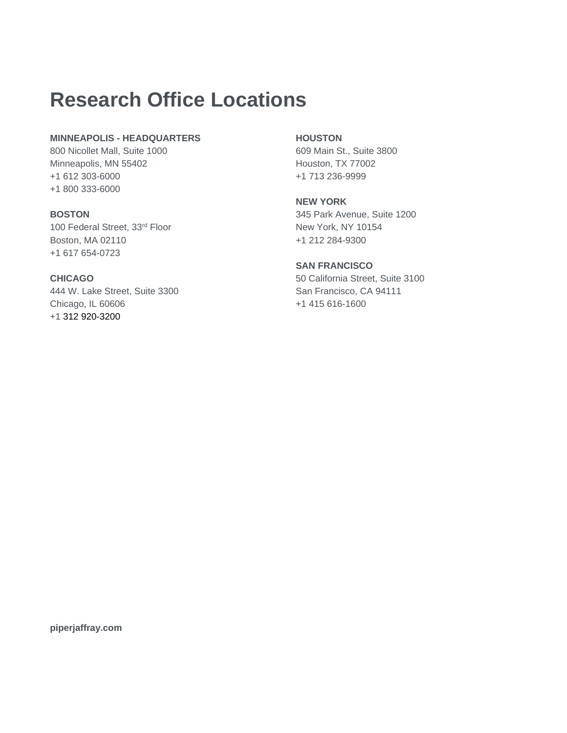# Research Office Locations

**MINNEAPOLIS - HEADQUARTERS**
800 Nicollet Mall, Suite 1000
Minneapolis, MN 55402
+1 612 303-6000
+1 800 333-6000

**BOSTON**
100 Federal Street, 33rd Floor
Boston, MA 02110
+1 617 654-0723

**CHICAGO**
444 W. Lake Street, Suite 3300
Chicago, IL 60606
+1 312 920-3200

**HOUSTON**
609 Main St., Suite 3800
Houston, TX 77002
+1 713 236-9999

**NEW YORK**
345 Park Avenue, Suite 1200
New York, NY 10154
+1 212 284-9300

**SAN FRANCISCO**
50 California Street, Suite 3100
San Francisco, CA 94111
+1 415 616-1600

**piperjaffray.com**